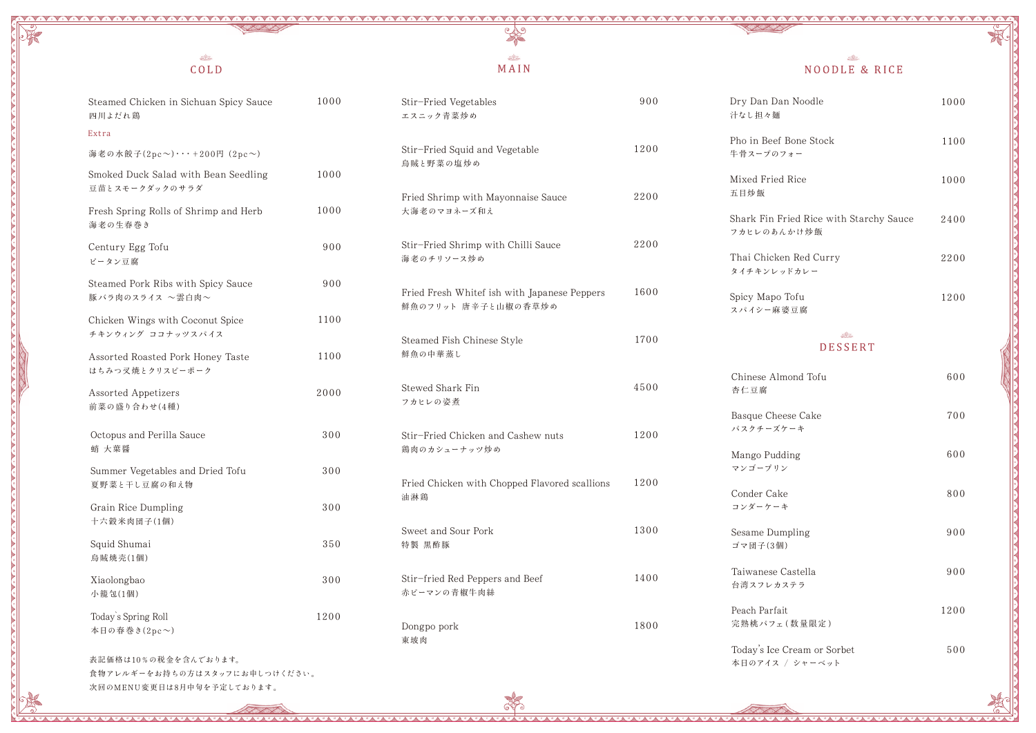## COLD

| Item | Price |
| --- | --- |
| Steamed Chicken in Sichuan Spicy Sauce<br>四川よだれ鶏 | 1000 |
| Extra<br>海老の水餃子(2pc～)・・・+200円（2pc～） | |
| Smoked Duck Salad with Bean Seedling<br>豆苗とスモークダックのサラダ | 1000 |
| Fresh Spring Rolls of Shrimp and Herb<br>海老の生春巻き | 1000 |
| Century Egg Tofu<br>ピータン豆腐 | 900 |
| Steamed Pork Ribs with Spicy Sauce<br>豚バラ肉のスライス　～雲白肉～ | 900 |
| Chicken Wings with Coconut Spice<br>チキンウィング　ココナッツスパイス | 1100 |
| Assorted Roasted Pork Honey Taste<br>はちみつ叉焼とクリスピーポーク | 1100 |
| Assorted Appetizers<br>前菜の盛り合わせ(4種) | 2000 |
| Octopus and Perilla Sauce<br>蛸 大葉醤 | 300 |
| Summer Vegetables and Dried Tofu<br>夏野菜と干し豆腐の和え物 | 300 |
| Grain Rice Dumpling<br>十六穀米肉団子(1個) | 300 |
| Squid Shumai<br>烏賊焼売(1個) | 350 |
| Xiaolongbao<br>小籠包(1個) | 300 |
| Today`s Spring Roll<br>本日の春巻き(2pc～) | 1200 |

表記価格は10％の税金を含んでおります。
食物アレルギーをお持ちの方はスタッフにお申しつけください。
次回のMENU変更日は8月中旬を予定しております。

## MAIN

| Item | Price |
| --- | --- |
| Stir-Fried Vegetables<br>エスニック青菜炒め | 900 |
| Stir-Fried Squid and Vegetable<br>烏賊と野菜の塩炒め | 1200 |
| Fried Shrimp with Mayonnaise Sauce<br>大海老のマヨネーズ和え | 2200 |
| Stir-Fried Shrimp with Chilli Sauce<br>海老のチリソース炒め | 2200 |
| Fried Fresh Whitef ish with Japanese Peppers<br>鮮魚のフリット　唐辛子と山椒の香草炒め | 1600 |
| Steamed Fish Chinese Style<br>鮮魚の中華蒸し | 1700 |
| Stewed Shark Fin<br>フカヒレの姿煮 | 4500 |
| Stir-Fried Chicken and Cashew nuts<br>鶏肉のカシューナッツ炒め | 1200 |
| Fried Chicken with Chopped Flavored scallions<br>油淋鶏 | 1200 |
| Sweet and Sour Pork<br>特製 黒酢豚 | 1300 |
| Stir-fried Red Peppers and Beef<br>赤ピーマンの青椒牛肉絲 | 1400 |
| Dongpo pork<br>東坡肉 | 1800 |

## NOODLE & RICE

| Item | Price |
| --- | --- |
| Dry Dan Dan Noodle<br>汁なし担々麺 | 1000 |
| Pho in Beef Bone Stock<br>牛骨スープのフォー | 1100 |
| Mixed Fried Rice<br>五目炒飯 | 1000 |
| Shark Fin Fried Rice with Starchy Sauce<br>フカヒレのあんかけ炒飯 | 2400 |
| Thai Chicken Red Curry<br>タイチキンレッドカレー | 2200 |
| Spicy Mapo Tofu<br>スパイシー麻婆豆腐 | 1200 |

## DESSERT

| Item | Price |
| --- | --- |
| Chinese Almond Tofu<br>杏仁豆腐 | 600 |
| Basque Cheese Cake<br>バスクチーズケーキ | 700 |
| Mango Pudding<br>マンゴープリン | 600 |
| Conder Cake<br>コンダーケーキ | 800 |
| Sesame Dumpling<br>ゴマ団子(3個) | 900 |
| Taiwanese Castella<br>台湾スフレカステラ | 900 |
| Peach Parfait<br>完熟桃パフェ(数量限定) | 1200 |
| Today's Ice Cream or Sorbet<br>本日のアイス　/　シャーベット | 500 |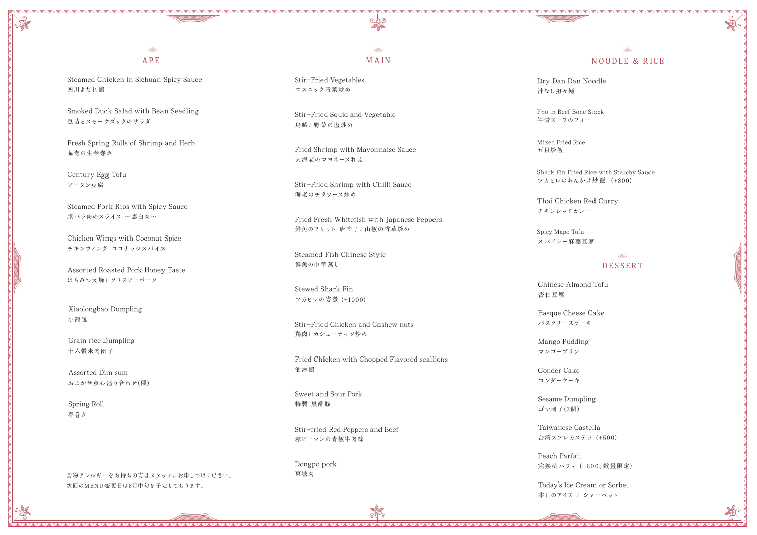## APE

Steamed Chicken in Sichuan Spicy Sauce
四川よだれ鶏

Smoked Duck Salad with Bean Seedling
豆苗とスモークダックのサラダ

Fresh Spring Rolls of Shrimp and Herb
海老の生春巻き

Century Egg Tofu
ピータン豆腐

Steamed Pork Ribs with Spicy Sauce
豚バラ肉のスライス　～雲白肉～

Chicken Wings with Coconut Spice
チキンウィング　ココナッツスパイス

Assorted Roasted Pork Honey Taste
はちみつ叉焼とクリスピーポーク

Xiaolongbao Dumpling
小籠包

Grain rice Dumpling
十六穀米肉団子

Assorted Dim sum
おまかせ点心盛り合わせ(種)

Spring Roll
春巻き

食物アレルギーをお持ちの方はスタッフにお申しつけください。
次回のMENU変更日は8月中旬を予定しております。

## MAIN

Stir-Fried Vegetables
エスニック青菜炒め

Stir-Fried Squid and Vegetable
烏賊と野菜の塩炒め

Fried Shrimp with Mayonnaise Sauce
大海老のマヨネーズ和え

Stir-Fried Shrimp with Chilli Sauce
海老のチリソース炒め

Fried Fresh Whitefish with Japanese Peppers
鮮魚のフリット 唐辛子と山椒の香草炒め

Steamed Fish Chinese Style
鮮魚の中華蒸し

Stewed Shark Fin
フカヒレの姿煮（+1000）

Stir-Fried Chicken and Cashew nuts
鶏肉とカシューナッツ炒め

Fried Chicken with Chopped Flavored scallions
油淋鶏

Sweet and Sour Pork
特製 黒酢豚

Stir-fried Red Peppers and Beef
赤ピーマンの青椒牛肉絲

Dongpo pork
東坡肉

## NOODLE & RICE

Dry Dan Dan Noodle
汁なし担々麺

Pho in Beef Bone Stock
牛骨スープのフォー

Mixed Fried Rice
五目炒飯

Shark Fin Fried Rice with Starchy Sauce
フカヒレのあんかけ炒飯 （+800）

Thai Chicken Red Curry
チキンレッドカレー

Spicy Mapo Tofu
スパイシー麻婆豆腐

## DESSERT

Chinese Almond Tofu
杏仁豆腐

Basque Cheese Cake
バスクチーズケーキ

Mango Pudding
マンゴープリン

Conder Cake
コンダーケーキ

Sesame Dumpling
ゴマ団子(3個)

Taiwanese Castella
台湾スフレカステラ（+500）

Peach Parfait
完熟桃パフェ（+600、数量限定）

Today's Ice Cream or Sorbet
本日のアイス / シャーベット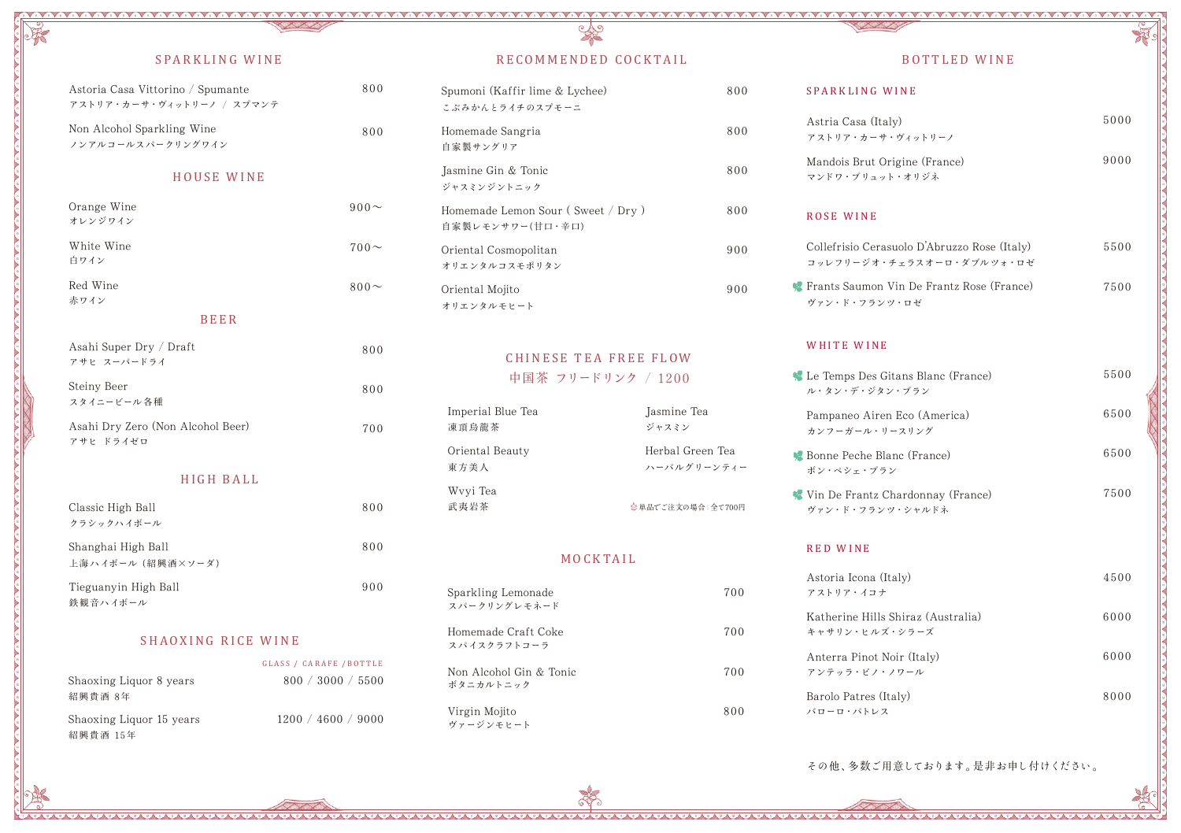## SPARKLING WINE

| | |
|---|---|
| Astoria Casa Vittorino / Spumante<br>アストリア・カーサ・ヴィットリーノ / スプマンテ | 800 |
| Non Alcohol Sparkling Wine<br>ノンアルコールスパークリングワイン | 800 |

## HOUSE WINE

| | |
|---|---|
| Orange Wine<br>オレンジワイン | 900～ |
| White Wine<br>白ワイン | 700～ |
| Red Wine<br>赤ワイン | 800～ |

## BEER

| | |
|---|---|
| Asahi Super Dry / Draft<br>アサヒ スーパードライ | 800 |
| Steiny Beer<br>スタイニービール各種 | 800 |
| Asahi Dry Zero (Non Alcohol Beer)<br>アサヒ ドライゼロ | 700 |

## HIGH BALL

| | |
|---|---|
| Classic High Ball<br>クラシックハイボール | 800 |
| Shanghai High Ball<br>上海ハイボール（紹興酒×ソーダ） | 800 |
| Tieguanyin High Ball<br>鉄観音ハイボール | 900 |

## SHAOXING RICE WINE

| | GLASS / CARAFE / BOTTLE |
|---|---|
| Shaoxing Liquor 8 years<br>紹興貴酒 8年 | 800 / 3000 / 5500 |
| Shaoxing Liquor 15 years<br>紹興貴酒 15年 | 1200 / 4600 / 9000 |

## RECOMMENDED COCKTAIL

| | |
|---|---|
| Spumoni (Kaffir lime & Lychee)<br>こぶみかんとライチのスプモーニ | 800 |
| Homemade Sangria<br>自家製サングリア | 800 |
| Jasmine Gin & Tonic<br>ジャスミンジントニック | 800 |
| Homemade Lemon Sour ( Sweet / Dry )<br>自家製レモンサワー(甘口・辛口) | 800 |
| Oriental Cosmopolitan<br>オリエンタルコスモポリタン | 900 |
| Oriental Mojito<br>オリエンタルモヒート | 900 |

## CHINESE TEA FREE FLOW
### 中国茶 フリードリンク / 1200

| | |
|---|---|
| Imperial Blue Tea<br>凍頂烏龍茶 | Jasmine Tea<br>ジャスミン |
| Oriental Beauty<br>東方美人 | Herbal Green Tea<br>ハーバルグリーンティー |
| Wvyi Tea<br>武夷岩茶 | |

単品でご注文の場合：全て700円

## MOCKTAIL

| | |
|---|---|
| Sparkling Lemonade<br>スパークリングレモネード | 700 |
| Homemade Craft Coke<br>スパイスクラフトコーラ | 700 |
| Non Alcohol Gin & Tonic<br>ボタニカルトニック | 700 |
| Virgin Mojito<br>ヴァージンモヒート | 800 |

## BOTTLED WINE

### SPARKLING WINE

| | |
|---|---|
| Astria Casa (Italy)<br>アストリア・カーサ・ヴィットリーノ | 5000 |
| Mandois Brut Origine (France)<br>マンドワ・ブリュット・オリジネ | 9000 |

### ROSE WINE

| | |
|---|---|
| Collefrisio Cerasuolo D'Abruzzo Rose (Italy)<br>コッレフリージオ・チェラスオーロ・ダブルツォ・ロゼ | 5500 |
| Frants Saumon Vin De Frantz Rose (France)<br>ヴァン・ド・フランツ・ロゼ | 7500 |

### WHITE WINE

| | |
|---|---|
| Le Temps Des Gitans Blanc (France)<br>ル・タン・デ・ジタン・ブラン | 5500 |
| Pampaneo Airen Eco (America)<br>カンフーガール・リースリング | 6500 |
| Bonne Peche Blanc (France)<br>ボン・ペシェ・ブラン | 6500 |
| Vin De Frantz Chardonnay (France)<br>ヴァン・ド・フランツ・シャルドネ | 7500 |

### RED WINE

| | |
|---|---|
| Astoria Icona (Italy)<br>アストリア・イコナ | 4500 |
| Katherine Hills Shiraz (Australia)<br>キャサリン・ヒルズ・シラーズ | 6000 |
| Anterra Pinot Noir (Italy)<br>アンテッラ・ピノ・ノワール | 6000 |
| Barolo Patres (Italy)<br>バローロ・パトレス | 8000 |

その他、多数ご用意しております。是非お申し付けください。